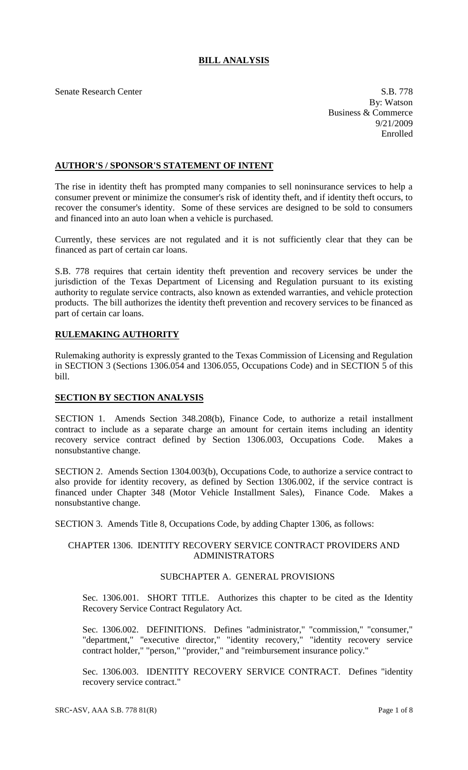# BILL ANALYSIS

Senate Research Center

S.B. 778
By: Watson
Business & Commerce
9/21/2009
Enrolled

## AUTHOR'S / SPONSOR'S STATEMENT OF INTENT

The rise in identity theft has prompted many companies to sell noninsurance services to help a consumer prevent or minimize the consumer's risk of identity theft, and if identity theft occurs, to recover the consumer's identity. Some of these services are designed to be sold to consumers and financed into an auto loan when a vehicle is purchased.

Currently, these services are not regulated and it is not sufficiently clear that they can be financed as part of certain car loans.

S.B. 778 requires that certain identity theft prevention and recovery services be under the jurisdiction of the Texas Department of Licensing and Regulation pursuant to its existing authority to regulate service contracts, also known as extended warranties, and vehicle protection products. The bill authorizes the identity theft prevention and recovery services to be financed as part of certain car loans.

## RULEMAKING AUTHORITY

Rulemaking authority is expressly granted to the Texas Commission of Licensing and Regulation in SECTION 3 (Sections 1306.054 and 1306.055, Occupations Code) and in SECTION 5 of this bill.

## SECTION BY SECTION ANALYSIS

SECTION 1. Amends Section 348.208(b), Finance Code, to authorize a retail installment contract to include as a separate charge an amount for certain items including an identity recovery service contract defined by Section 1306.003, Occupations Code. Makes a nonsubstantive change.

SECTION 2. Amends Section 1304.003(b), Occupations Code, to authorize a service contract to also provide for identity recovery, as defined by Section 1306.002, if the service contract is financed under Chapter 348 (Motor Vehicle Installment Sales), Finance Code. Makes a nonsubstantive change.

SECTION 3. Amends Title 8, Occupations Code, by adding Chapter 1306, as follows:

CHAPTER 1306. IDENTITY RECOVERY SERVICE CONTRACT PROVIDERS AND ADMINISTRATORS

SUBCHAPTER A. GENERAL PROVISIONS

Sec. 1306.001. SHORT TITLE. Authorizes this chapter to be cited as the Identity Recovery Service Contract Regulatory Act.

Sec. 1306.002. DEFINITIONS. Defines "administrator," "commission," "consumer," "department," "executive director," "identity recovery," "identity recovery service contract holder," "person," "provider," and "reimbursement insurance policy."

Sec. 1306.003. IDENTITY RECOVERY SERVICE CONTRACT. Defines "identity recovery service contract."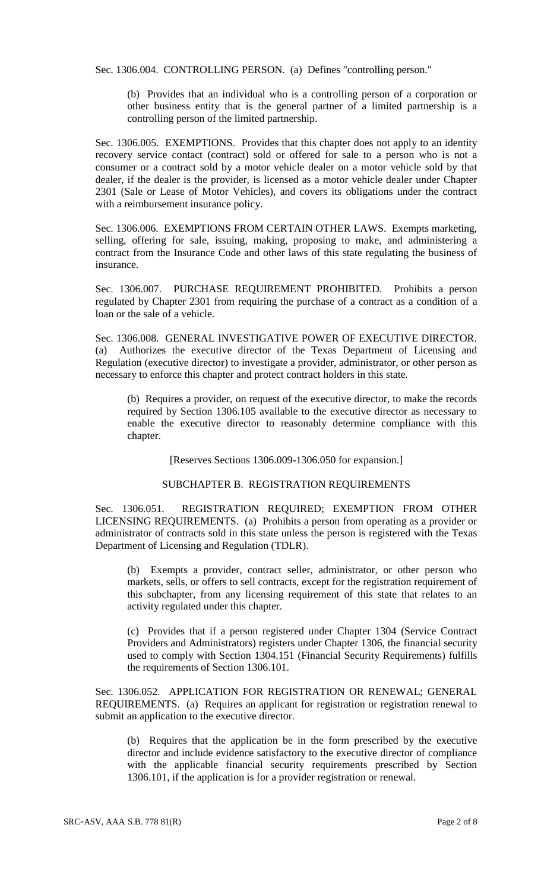Sec. 1306.004. CONTROLLING PERSON. (a) Defines "controlling person."

(b) Provides that an individual who is a controlling person of a corporation or other business entity that is the general partner of a limited partnership is a controlling person of the limited partnership.

Sec. 1306.005. EXEMPTIONS. Provides that this chapter does not apply to an identity recovery service contact (contract) sold or offered for sale to a person who is not a consumer or a contract sold by a motor vehicle dealer on a motor vehicle sold by that dealer, if the dealer is the provider, is licensed as a motor vehicle dealer under Chapter 2301 (Sale or Lease of Motor Vehicles), and covers its obligations under the contract with a reimbursement insurance policy.

Sec. 1306.006. EXEMPTIONS FROM CERTAIN OTHER LAWS. Exempts marketing, selling, offering for sale, issuing, making, proposing to make, and administering a contract from the Insurance Code and other laws of this state regulating the business of insurance.

Sec. 1306.007. PURCHASE REQUIREMENT PROHIBITED. Prohibits a person regulated by Chapter 2301 from requiring the purchase of a contract as a condition of a loan or the sale of a vehicle.

Sec. 1306.008. GENERAL INVESTIGATIVE POWER OF EXECUTIVE DIRECTOR. (a) Authorizes the executive director of the Texas Department of Licensing and Regulation (executive director) to investigate a provider, administrator, or other person as necessary to enforce this chapter and protect contract holders in this state.

(b) Requires a provider, on request of the executive director, to make the records required by Section 1306.105 available to the executive director as necessary to enable the executive director to reasonably determine compliance with this chapter.

[Reserves Sections 1306.009-1306.050 for expansion.]

SUBCHAPTER B. REGISTRATION REQUIREMENTS

Sec. 1306.051. REGISTRATION REQUIRED; EXEMPTION FROM OTHER LICENSING REQUIREMENTS. (a) Prohibits a person from operating as a provider or administrator of contracts sold in this state unless the person is registered with the Texas Department of Licensing and Regulation (TDLR).

(b) Exempts a provider, contract seller, administrator, or other person who markets, sells, or offers to sell contracts, except for the registration requirement of this subchapter, from any licensing requirement of this state that relates to an activity regulated under this chapter.

(c) Provides that if a person registered under Chapter 1304 (Service Contract Providers and Administrators) registers under Chapter 1306, the financial security used to comply with Section 1304.151 (Financial Security Requirements) fulfills the requirements of Section 1306.101.

Sec. 1306.052. APPLICATION FOR REGISTRATION OR RENEWAL; GENERAL REQUIREMENTS. (a) Requires an applicant for registration or registration renewal to submit an application to the executive director.

(b) Requires that the application be in the form prescribed by the executive director and include evidence satisfactory to the executive director of compliance with the applicable financial security requirements prescribed by Section 1306.101, if the application is for a provider registration or renewal.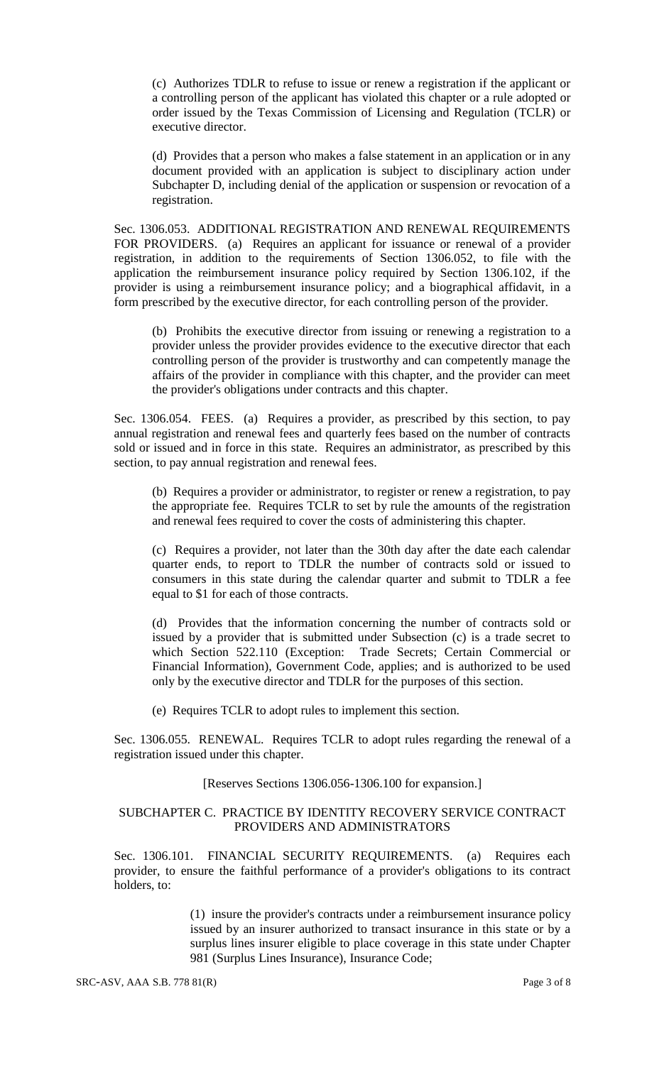(c) Authorizes TDLR to refuse to issue or renew a registration if the applicant or a controlling person of the applicant has violated this chapter or a rule adopted or order issued by the Texas Commission of Licensing and Regulation (TCLR) or executive director.

(d) Provides that a person who makes a false statement in an application or in any document provided with an application is subject to disciplinary action under Subchapter D, including denial of the application or suspension or revocation of a registration.

Sec. 1306.053. ADDITIONAL REGISTRATION AND RENEWAL REQUIREMENTS FOR PROVIDERS. (a) Requires an applicant for issuance or renewal of a provider registration, in addition to the requirements of Section 1306.052, to file with the application the reimbursement insurance policy required by Section 1306.102, if the provider is using a reimbursement insurance policy; and a biographical affidavit, in a form prescribed by the executive director, for each controlling person of the provider.

(b) Prohibits the executive director from issuing or renewing a registration to a provider unless the provider provides evidence to the executive director that each controlling person of the provider is trustworthy and can competently manage the affairs of the provider in compliance with this chapter, and the provider can meet the provider's obligations under contracts and this chapter.

Sec. 1306.054. FEES. (a) Requires a provider, as prescribed by this section, to pay annual registration and renewal fees and quarterly fees based on the number of contracts sold or issued and in force in this state. Requires an administrator, as prescribed by this section, to pay annual registration and renewal fees.

(b) Requires a provider or administrator, to register or renew a registration, to pay the appropriate fee. Requires TCLR to set by rule the amounts of the registration and renewal fees required to cover the costs of administering this chapter.

(c) Requires a provider, not later than the 30th day after the date each calendar quarter ends, to report to TDLR the number of contracts sold or issued to consumers in this state during the calendar quarter and submit to TDLR a fee equal to $1 for each of those contracts.

(d) Provides that the information concerning the number of contracts sold or issued by a provider that is submitted under Subsection (c) is a trade secret to which Section 522.110 (Exception: Trade Secrets; Certain Commercial or Financial Information), Government Code, applies; and is authorized to be used only by the executive director and TDLR for the purposes of this section.

(e) Requires TCLR to adopt rules to implement this section.

Sec. 1306.055. RENEWAL. Requires TCLR to adopt rules regarding the renewal of a registration issued under this chapter.

[Reserves Sections 1306.056-1306.100 for expansion.]

## SUBCHAPTER C. PRACTICE BY IDENTITY RECOVERY SERVICE CONTRACT PROVIDERS AND ADMINISTRATORS

Sec. 1306.101. FINANCIAL SECURITY REQUIREMENTS. (a) Requires each provider, to ensure the faithful performance of a provider's obligations to its contract holders, to:

(1) insure the provider's contracts under a reimbursement insurance policy issued by an insurer authorized to transact insurance in this state or by a surplus lines insurer eligible to place coverage in this state under Chapter 981 (Surplus Lines Insurance), Insurance Code;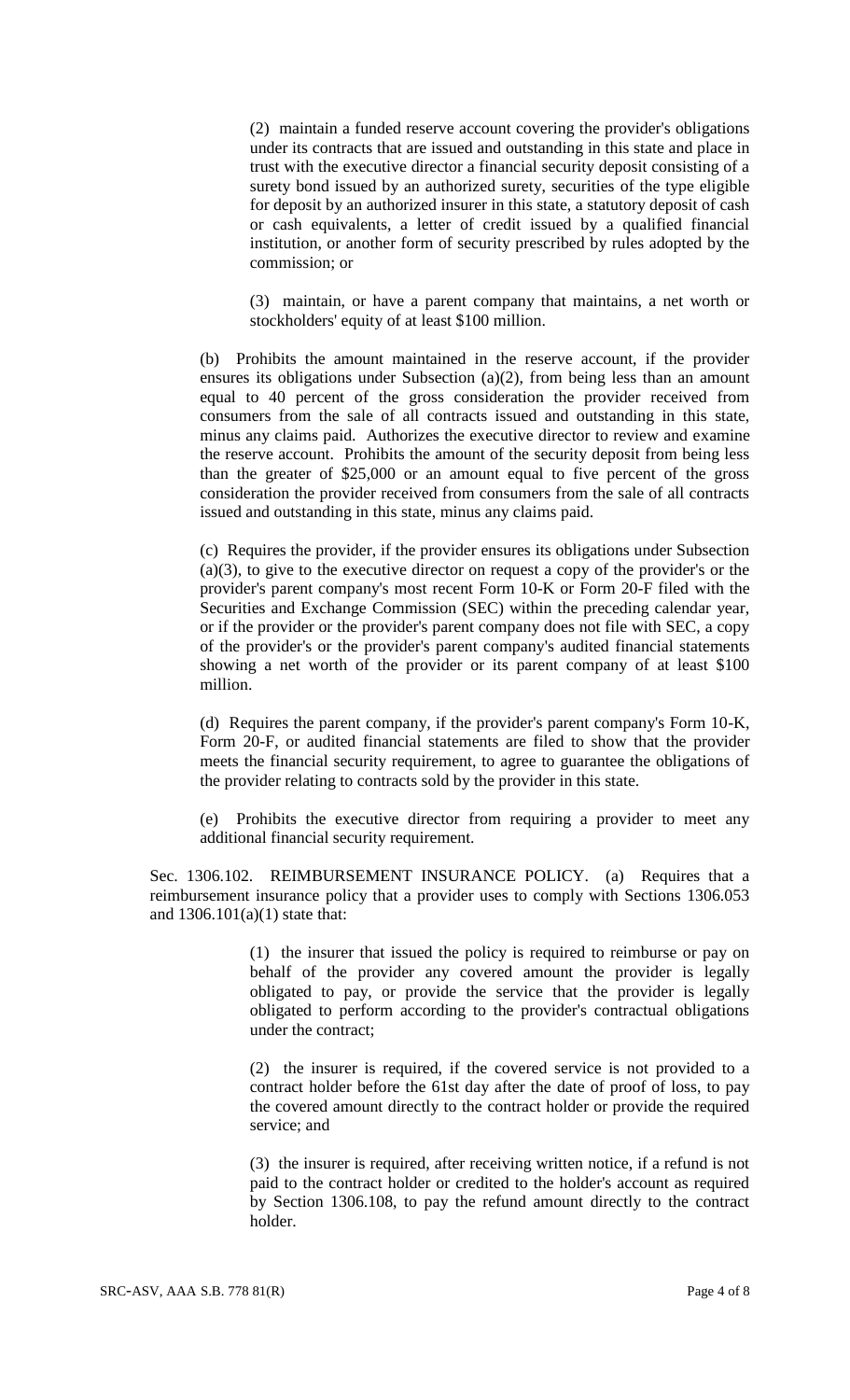(2) maintain a funded reserve account covering the provider's obligations under its contracts that are issued and outstanding in this state and place in trust with the executive director a financial security deposit consisting of a surety bond issued by an authorized surety, securities of the type eligible for deposit by an authorized insurer in this state, a statutory deposit of cash or cash equivalents, a letter of credit issued by a qualified financial institution, or another form of security prescribed by rules adopted by the commission; or

(3) maintain, or have a parent company that maintains, a net worth or stockholders' equity of at least $100 million.

(b) Prohibits the amount maintained in the reserve account, if the provider ensures its obligations under Subsection (a)(2), from being less than an amount equal to 40 percent of the gross consideration the provider received from consumers from the sale of all contracts issued and outstanding in this state, minus any claims paid. Authorizes the executive director to review and examine the reserve account. Prohibits the amount of the security deposit from being less than the greater of $25,000 or an amount equal to five percent of the gross consideration the provider received from consumers from the sale of all contracts issued and outstanding in this state, minus any claims paid.

(c) Requires the provider, if the provider ensures its obligations under Subsection (a)(3), to give to the executive director on request a copy of the provider's or the provider's parent company's most recent Form 10-K or Form 20-F filed with the Securities and Exchange Commission (SEC) within the preceding calendar year, or if the provider or the provider's parent company does not file with SEC, a copy of the provider's or the provider's parent company's audited financial statements showing a net worth of the provider or its parent company of at least $100 million.

(d) Requires the parent company, if the provider's parent company's Form 10-K, Form 20-F, or audited financial statements are filed to show that the provider meets the financial security requirement, to agree to guarantee the obligations of the provider relating to contracts sold by the provider in this state.

(e) Prohibits the executive director from requiring a provider to meet any additional financial security requirement.

Sec. 1306.102. REIMBURSEMENT INSURANCE POLICY. (a) Requires that a reimbursement insurance policy that a provider uses to comply with Sections 1306.053 and 1306.101(a)(1) state that:

(1) the insurer that issued the policy is required to reimburse or pay on behalf of the provider any covered amount the provider is legally obligated to pay, or provide the service that the provider is legally obligated to perform according to the provider's contractual obligations under the contract;

(2) the insurer is required, if the covered service is not provided to a contract holder before the 61st day after the date of proof of loss, to pay the covered amount directly to the contract holder or provide the required service; and

(3) the insurer is required, after receiving written notice, if a refund is not paid to the contract holder or credited to the holder's account as required by Section 1306.108, to pay the refund amount directly to the contract holder.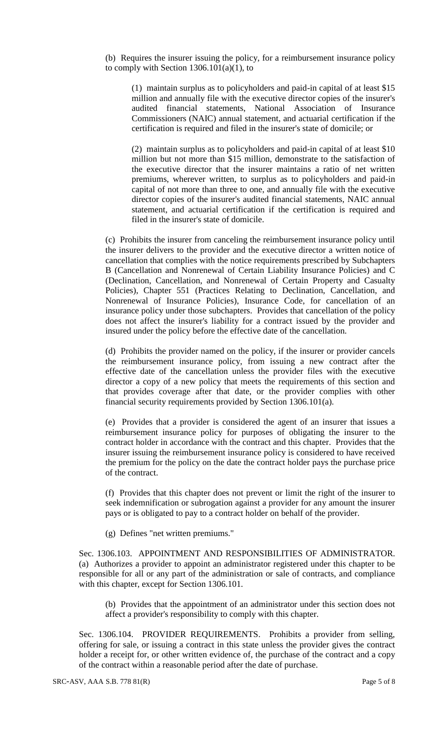(b) Requires the insurer issuing the policy, for a reimbursement insurance policy to comply with Section 1306.101(a)(1), to

(1) maintain surplus as to policyholders and paid-in capital of at least $15 million and annually file with the executive director copies of the insurer's audited financial statements, National Association of Insurance Commissioners (NAIC) annual statement, and actuarial certification if the certification is required and filed in the insurer's state of domicile; or

(2) maintain surplus as to policyholders and paid-in capital of at least $10 million but not more than $15 million, demonstrate to the satisfaction of the executive director that the insurer maintains a ratio of net written premiums, wherever written, to surplus as to policyholders and paid-in capital of not more than three to one, and annually file with the executive director copies of the insurer's audited financial statements, NAIC annual statement, and actuarial certification if the certification is required and filed in the insurer's state of domicile.

(c) Prohibits the insurer from canceling the reimbursement insurance policy until the insurer delivers to the provider and the executive director a written notice of cancellation that complies with the notice requirements prescribed by Subchapters B (Cancellation and Nonrenewal of Certain Liability Insurance Policies) and C (Declination, Cancellation, and Nonrenewal of Certain Property and Casualty Policies), Chapter 551 (Practices Relating to Declination, Cancellation, and Nonrenewal of Insurance Policies), Insurance Code, for cancellation of an insurance policy under those subchapters. Provides that cancellation of the policy does not affect the insurer's liability for a contract issued by the provider and insured under the policy before the effective date of the cancellation.

(d) Prohibits the provider named on the policy, if the insurer or provider cancels the reimbursement insurance policy, from issuing a new contract after the effective date of the cancellation unless the provider files with the executive director a copy of a new policy that meets the requirements of this section and that provides coverage after that date, or the provider complies with other financial security requirements provided by Section 1306.101(a).

(e) Provides that a provider is considered the agent of an insurer that issues a reimbursement insurance policy for purposes of obligating the insurer to the contract holder in accordance with the contract and this chapter. Provides that the insurer issuing the reimbursement insurance policy is considered to have received the premium for the policy on the date the contract holder pays the purchase price of the contract.

(f) Provides that this chapter does not prevent or limit the right of the insurer to seek indemnification or subrogation against a provider for any amount the insurer pays or is obligated to pay to a contract holder on behalf of the provider.

(g) Defines "net written premiums."

Sec. 1306.103. APPOINTMENT AND RESPONSIBILITIES OF ADMINISTRATOR. (a) Authorizes a provider to appoint an administrator registered under this chapter to be responsible for all or any part of the administration or sale of contracts, and compliance with this chapter, except for Section 1306.101.

(b) Provides that the appointment of an administrator under this section does not affect a provider's responsibility to comply with this chapter.

Sec. 1306.104. PROVIDER REQUIREMENTS. Prohibits a provider from selling, offering for sale, or issuing a contract in this state unless the provider gives the contract holder a receipt for, or other written evidence of, the purchase of the contract and a copy of the contract within a reasonable period after the date of purchase.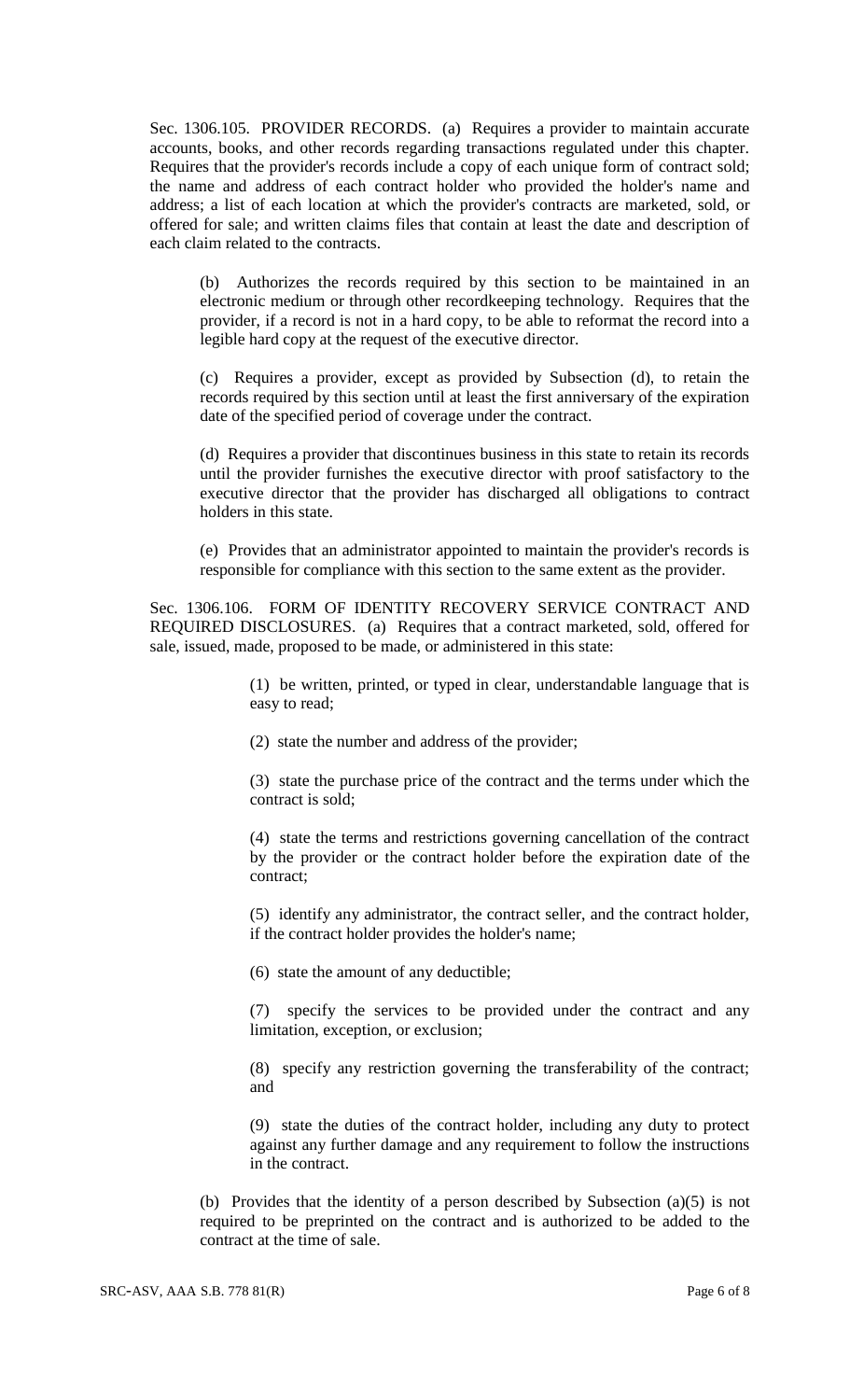Sec. 1306.105. PROVIDER RECORDS. (a) Requires a provider to maintain accurate accounts, books, and other records regarding transactions regulated under this chapter. Requires that the provider's records include a copy of each unique form of contract sold; the name and address of each contract holder who provided the holder's name and address; a list of each location at which the provider's contracts are marketed, sold, or offered for sale; and written claims files that contain at least the date and description of each claim related to the contracts.

(b) Authorizes the records required by this section to be maintained in an electronic medium or through other recordkeeping technology. Requires that the provider, if a record is not in a hard copy, to be able to reformat the record into a legible hard copy at the request of the executive director.

(c) Requires a provider, except as provided by Subsection (d), to retain the records required by this section until at least the first anniversary of the expiration date of the specified period of coverage under the contract.

(d) Requires a provider that discontinues business in this state to retain its records until the provider furnishes the executive director with proof satisfactory to the executive director that the provider has discharged all obligations to contract holders in this state.

(e) Provides that an administrator appointed to maintain the provider's records is responsible for compliance with this section to the same extent as the provider.

Sec. 1306.106. FORM OF IDENTITY RECOVERY SERVICE CONTRACT AND REQUIRED DISCLOSURES. (a) Requires that a contract marketed, sold, offered for sale, issued, made, proposed to be made, or administered in this state:

(1) be written, printed, or typed in clear, understandable language that is easy to read;

(2) state the number and address of the provider;

(3) state the purchase price of the contract and the terms under which the contract is sold;

(4) state the terms and restrictions governing cancellation of the contract by the provider or the contract holder before the expiration date of the contract;

(5) identify any administrator, the contract seller, and the contract holder, if the contract holder provides the holder's name;

(6) state the amount of any deductible;

(7) specify the services to be provided under the contract and any limitation, exception, or exclusion;

(8) specify any restriction governing the transferability of the contract; and

(9) state the duties of the contract holder, including any duty to protect against any further damage and any requirement to follow the instructions in the contract.

(b) Provides that the identity of a person described by Subsection (a)(5) is not required to be preprinted on the contract and is authorized to be added to the contract at the time of sale.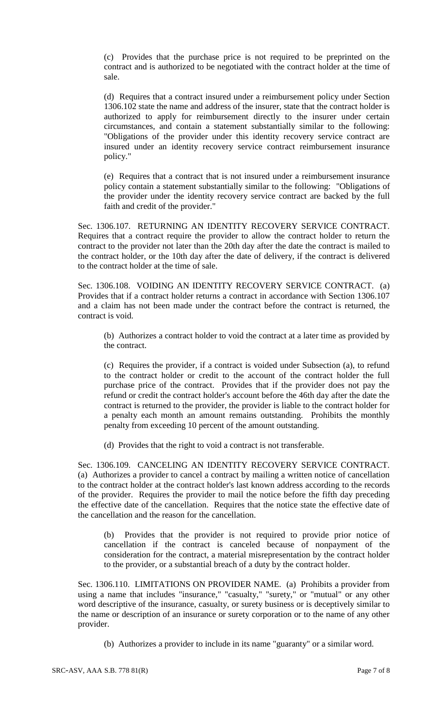(c) Provides that the purchase price is not required to be preprinted on the contract and is authorized to be negotiated with the contract holder at the time of sale.

(d) Requires that a contract insured under a reimbursement policy under Section 1306.102 state the name and address of the insurer, state that the contract holder is authorized to apply for reimbursement directly to the insurer under certain circumstances, and contain a statement substantially similar to the following: "Obligations of the provider under this identity recovery service contract are insured under an identity recovery service contract reimbursement insurance policy."

(e) Requires that a contract that is not insured under a reimbursement insurance policy contain a statement substantially similar to the following: "Obligations of the provider under the identity recovery service contract are backed by the full faith and credit of the provider."

Sec. 1306.107. RETURNING AN IDENTITY RECOVERY SERVICE CONTRACT. Requires that a contract require the provider to allow the contract holder to return the contract to the provider not later than the 20th day after the date the contract is mailed to the contract holder, or the 10th day after the date of delivery, if the contract is delivered to the contract holder at the time of sale.

Sec. 1306.108. VOIDING AN IDENTITY RECOVERY SERVICE CONTRACT. (a) Provides that if a contract holder returns a contract in accordance with Section 1306.107 and a claim has not been made under the contract before the contract is returned, the contract is void.

(b) Authorizes a contract holder to void the contract at a later time as provided by the contract.

(c) Requires the provider, if a contract is voided under Subsection (a), to refund to the contract holder or credit to the account of the contract holder the full purchase price of the contract. Provides that if the provider does not pay the refund or credit the contract holder's account before the 46th day after the date the contract is returned to the provider, the provider is liable to the contract holder for a penalty each month an amount remains outstanding. Prohibits the monthly penalty from exceeding 10 percent of the amount outstanding.

(d) Provides that the right to void a contract is not transferable.

Sec. 1306.109. CANCELING AN IDENTITY RECOVERY SERVICE CONTRACT. (a) Authorizes a provider to cancel a contract by mailing a written notice of cancellation to the contract holder at the contract holder's last known address according to the records of the provider. Requires the provider to mail the notice before the fifth day preceding the effective date of the cancellation. Requires that the notice state the effective date of the cancellation and the reason for the cancellation.

(b) Provides that the provider is not required to provide prior notice of cancellation if the contract is canceled because of nonpayment of the consideration for the contract, a material misrepresentation by the contract holder to the provider, or a substantial breach of a duty by the contract holder.

Sec. 1306.110. LIMITATIONS ON PROVIDER NAME. (a) Prohibits a provider from using a name that includes "insurance," "casualty," "surety," or "mutual" or any other word descriptive of the insurance, casualty, or surety business or is deceptively similar to the name or description of an insurance or surety corporation or to the name of any other provider.

(b) Authorizes a provider to include in its name "guaranty" or a similar word.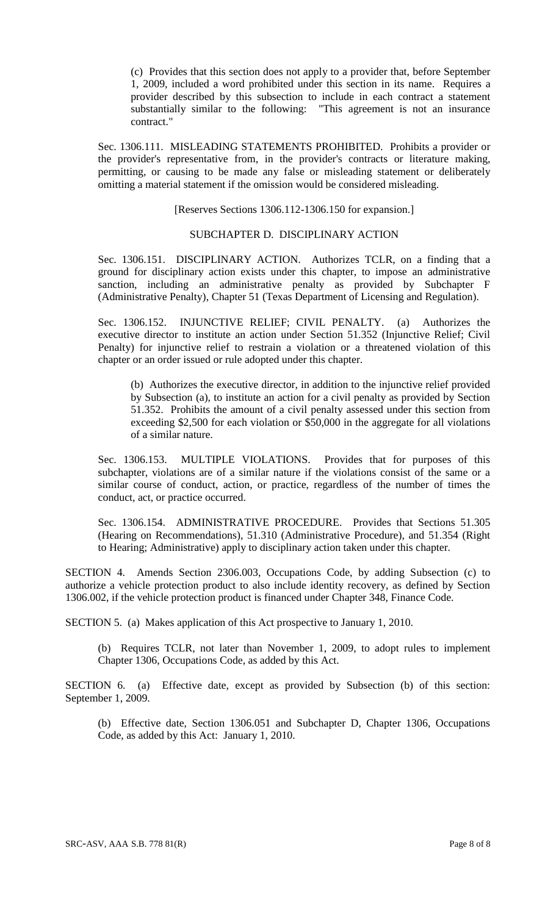(c) Provides that this section does not apply to a provider that, before September 1, 2009, included a word prohibited under this section in its name. Requires a provider described by this subsection to include in each contract a statement substantially similar to the following: "This agreement is not an insurance contract."

Sec. 1306.111. MISLEADING STATEMENTS PROHIBITED. Prohibits a provider or the provider's representative from, in the provider's contracts or literature making, permitting, or causing to be made any false or misleading statement or deliberately omitting a material statement if the omission would be considered misleading.

[Reserves Sections 1306.112-1306.150 for expansion.]

SUBCHAPTER D. DISCIPLINARY ACTION

Sec. 1306.151. DISCIPLINARY ACTION. Authorizes TCLR, on a finding that a ground for disciplinary action exists under this chapter, to impose an administrative sanction, including an administrative penalty as provided by Subchapter F (Administrative Penalty), Chapter 51 (Texas Department of Licensing and Regulation).

Sec. 1306.152. INJUNCTIVE RELIEF; CIVIL PENALTY. (a) Authorizes the executive director to institute an action under Section 51.352 (Injunctive Relief; Civil Penalty) for injunctive relief to restrain a violation or a threatened violation of this chapter or an order issued or rule adopted under this chapter.

(b) Authorizes the executive director, in addition to the injunctive relief provided by Subsection (a), to institute an action for a civil penalty as provided by Section 51.352. Prohibits the amount of a civil penalty assessed under this section from exceeding $2,500 for each violation or $50,000 in the aggregate for all violations of a similar nature.

Sec. 1306.153. MULTIPLE VIOLATIONS. Provides that for purposes of this subchapter, violations are of a similar nature if the violations consist of the same or a similar course of conduct, action, or practice, regardless of the number of times the conduct, act, or practice occurred.

Sec. 1306.154. ADMINISTRATIVE PROCEDURE. Provides that Sections 51.305 (Hearing on Recommendations), 51.310 (Administrative Procedure), and 51.354 (Right to Hearing; Administrative) apply to disciplinary action taken under this chapter.

SECTION 4. Amends Section 2306.003, Occupations Code, by adding Subsection (c) to authorize a vehicle protection product to also include identity recovery, as defined by Section 1306.002, if the vehicle protection product is financed under Chapter 348, Finance Code.

SECTION 5. (a) Makes application of this Act prospective to January 1, 2010.

(b) Requires TCLR, not later than November 1, 2009, to adopt rules to implement Chapter 1306, Occupations Code, as added by this Act.

SECTION 6. (a) Effective date, except as provided by Subsection (b) of this section: September 1, 2009.

(b) Effective date, Section 1306.051 and Subchapter D, Chapter 1306, Occupations Code, as added by this Act: January 1, 2010.